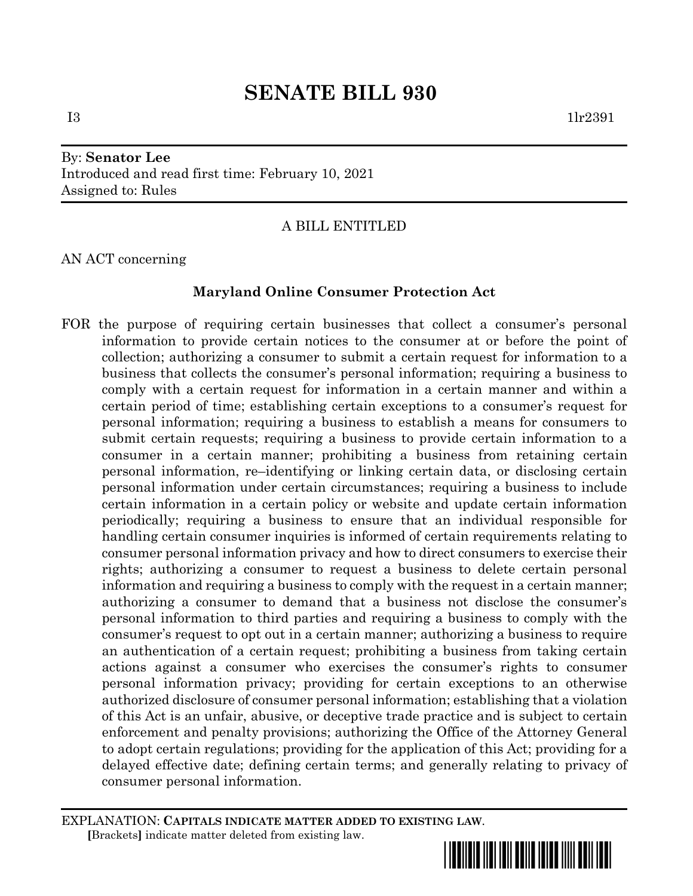# SENATE BILL 930

I3 1lr2391

By: **Senator Lee**
Introduced and read first time: February 10, 2021
Assigned to: Rules

A BILL ENTITLED

AN ACT concerning

**Maryland Online Consumer Protection Act**

FOR the purpose of requiring certain businesses that collect a consumer's personal information to provide certain notices to the consumer at or before the point of collection; authorizing a consumer to submit a certain request for information to a business that collects the consumer's personal information; requiring a business to comply with a certain request for information in a certain manner and within a certain period of time; establishing certain exceptions to a consumer's request for personal information; requiring a business to establish a means for consumers to submit certain requests; requiring a business to provide certain information to a consumer in a certain manner; prohibiting a business from retaining certain personal information, re–identifying or linking certain data, or disclosing certain personal information under certain circumstances; requiring a business to include certain information in a certain policy or website and update certain information periodically; requiring a business to ensure that an individual responsible for handling certain consumer inquiries is informed of certain requirements relating to consumer personal information privacy and how to direct consumers to exercise their rights; authorizing a consumer to request a business to delete certain personal information and requiring a business to comply with the request in a certain manner; authorizing a consumer to demand that a business not disclose the consumer's personal information to third parties and requiring a business to comply with the consumer's request to opt out in a certain manner; authorizing a business to require an authentication of a certain request; prohibiting a business from taking certain actions against a consumer who exercises the consumer's rights to consumer personal information privacy; providing for certain exceptions to an otherwise authorized disclosure of consumer personal information; establishing that a violation of this Act is an unfair, abusive, or deceptive trade practice and is subject to certain enforcement and penalty provisions; authorizing the Office of the Attorney General to adopt certain regulations; providing for the application of this Act; providing for a delayed effective date; defining certain terms; and generally relating to privacy of consumer personal information.

EXPLANATION: **CAPITALS INDICATE MATTER ADDED TO EXISTING LAW.**
[Brackets] indicate matter deleted from existing law.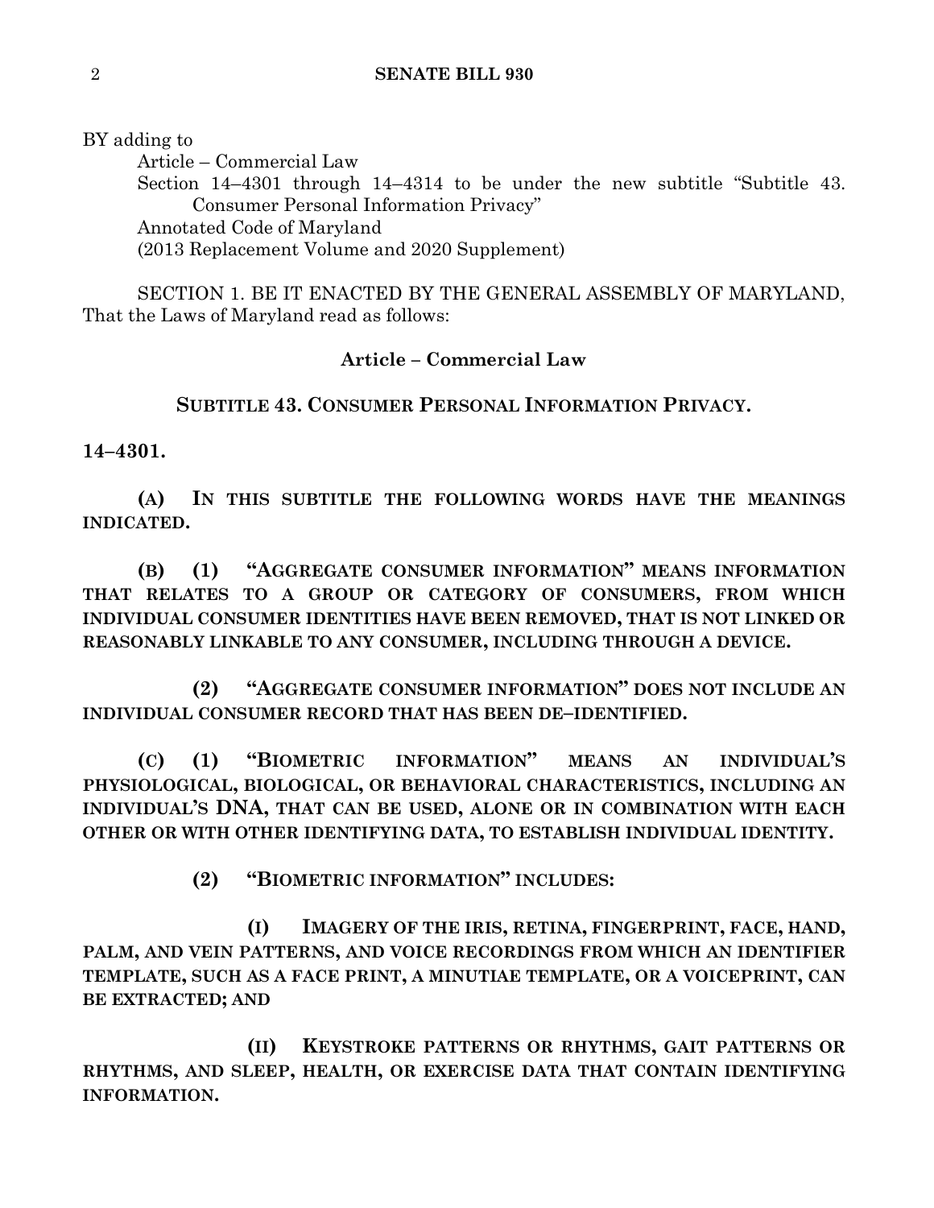BY adding to

Article – Commercial Law

Section 14–4301 through 14–4314 to be under the new subtitle "Subtitle 43. Consumer Personal Information Privacy"

Annotated Code of Maryland

(2013 Replacement Volume and 2020 Supplement)

SECTION 1. BE IT ENACTED BY THE GENERAL ASSEMBLY OF MARYLAND, That the Laws of Maryland read as follows:

**Article – Commercial Law**

**SUBTITLE 43. CONSUMER PERSONAL INFORMATION PRIVACY.**

**14–4301.**

**(A) IN THIS SUBTITLE THE FOLLOWING WORDS HAVE THE MEANINGS INDICATED.**

**(B) (1) "AGGREGATE CONSUMER INFORMATION" MEANS INFORMATION THAT RELATES TO A GROUP OR CATEGORY OF CONSUMERS, FROM WHICH INDIVIDUAL CONSUMER IDENTITIES HAVE BEEN REMOVED, THAT IS NOT LINKED OR REASONABLY LINKABLE TO ANY CONSUMER, INCLUDING THROUGH A DEVICE.**

**(2) "AGGREGATE CONSUMER INFORMATION" DOES NOT INCLUDE AN INDIVIDUAL CONSUMER RECORD THAT HAS BEEN DE–IDENTIFIED.**

**(C) (1) "BIOMETRIC INFORMATION" MEANS AN INDIVIDUAL'S PHYSIOLOGICAL, BIOLOGICAL, OR BEHAVIORAL CHARACTERISTICS, INCLUDING AN INDIVIDUAL'S DNA, THAT CAN BE USED, ALONE OR IN COMBINATION WITH EACH OTHER OR WITH OTHER IDENTIFYING DATA, TO ESTABLISH INDIVIDUAL IDENTITY.**

**(2) "BIOMETRIC INFORMATION" INCLUDES:**

**(I) IMAGERY OF THE IRIS, RETINA, FINGERPRINT, FACE, HAND, PALM, AND VEIN PATTERNS, AND VOICE RECORDINGS FROM WHICH AN IDENTIFIER TEMPLATE, SUCH AS A FACE PRINT, A MINUTIAE TEMPLATE, OR A VOICEPRINT, CAN BE EXTRACTED; AND**

**(II) KEYSTROKE PATTERNS OR RHYTHMS, GAIT PATTERNS OR RHYTHMS, AND SLEEP, HEALTH, OR EXERCISE DATA THAT CONTAIN IDENTIFYING INFORMATION.**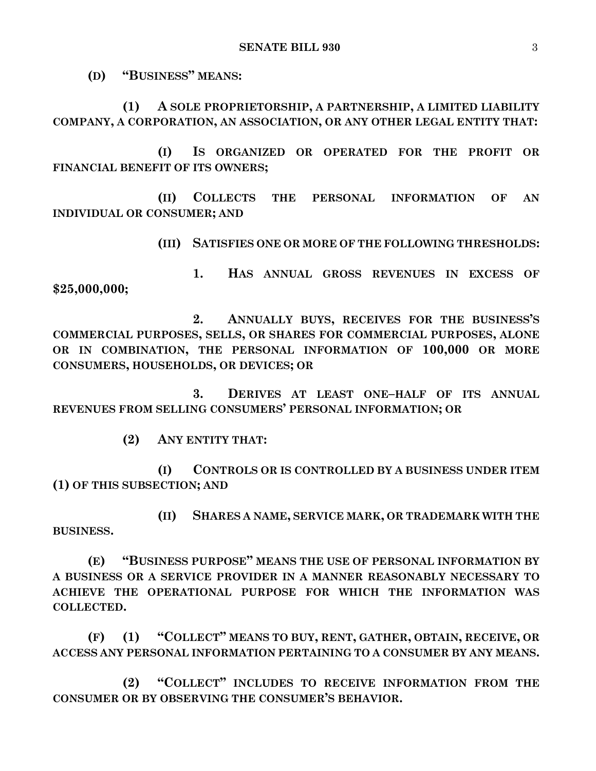**(D) "BUSINESS" MEANS:**

**(1) A SOLE PROPRIETORSHIP, A PARTNERSHIP, A LIMITED LIABILITY COMPANY, A CORPORATION, AN ASSOCIATION, OR ANY OTHER LEGAL ENTITY THAT:**

**(I) IS ORGANIZED OR OPERATED FOR THE PROFIT OR FINANCIAL BENEFIT OF ITS OWNERS;**

**(II) COLLECTS THE PERSONAL INFORMATION OF AN INDIVIDUAL OR CONSUMER; AND**

**(III) SATISFIES ONE OR MORE OF THE FOLLOWING THRESHOLDS:**

**1. HAS ANNUAL GROSS REVENUES IN EXCESS OF $25,000,000;**

**2. ANNUALLY BUYS, RECEIVES FOR THE BUSINESS'S COMMERCIAL PURPOSES, SELLS, OR SHARES FOR COMMERCIAL PURPOSES, ALONE OR IN COMBINATION, THE PERSONAL INFORMATION OF 100,000 OR MORE CONSUMERS, HOUSEHOLDS, OR DEVICES; OR**

**3. DERIVES AT LEAST ONE–HALF OF ITS ANNUAL REVENUES FROM SELLING CONSUMERS' PERSONAL INFORMATION; OR**

**(2) ANY ENTITY THAT:**

**(I) CONTROLS OR IS CONTROLLED BY A BUSINESS UNDER ITEM (1) OF THIS SUBSECTION; AND**

**(II) SHARES A NAME, SERVICE MARK, OR TRADEMARK WITH THE BUSINESS.**

**(E) "BUSINESS PURPOSE" MEANS THE USE OF PERSONAL INFORMATION BY A BUSINESS OR A SERVICE PROVIDER IN A MANNER REASONABLY NECESSARY TO ACHIEVE THE OPERATIONAL PURPOSE FOR WHICH THE INFORMATION WAS COLLECTED.**

**(F) (1) "COLLECT" MEANS TO BUY, RENT, GATHER, OBTAIN, RECEIVE, OR ACCESS ANY PERSONAL INFORMATION PERTAINING TO A CONSUMER BY ANY MEANS.**

**(2) "COLLECT" INCLUDES TO RECEIVE INFORMATION FROM THE CONSUMER OR BY OBSERVING THE CONSUMER'S BEHAVIOR.**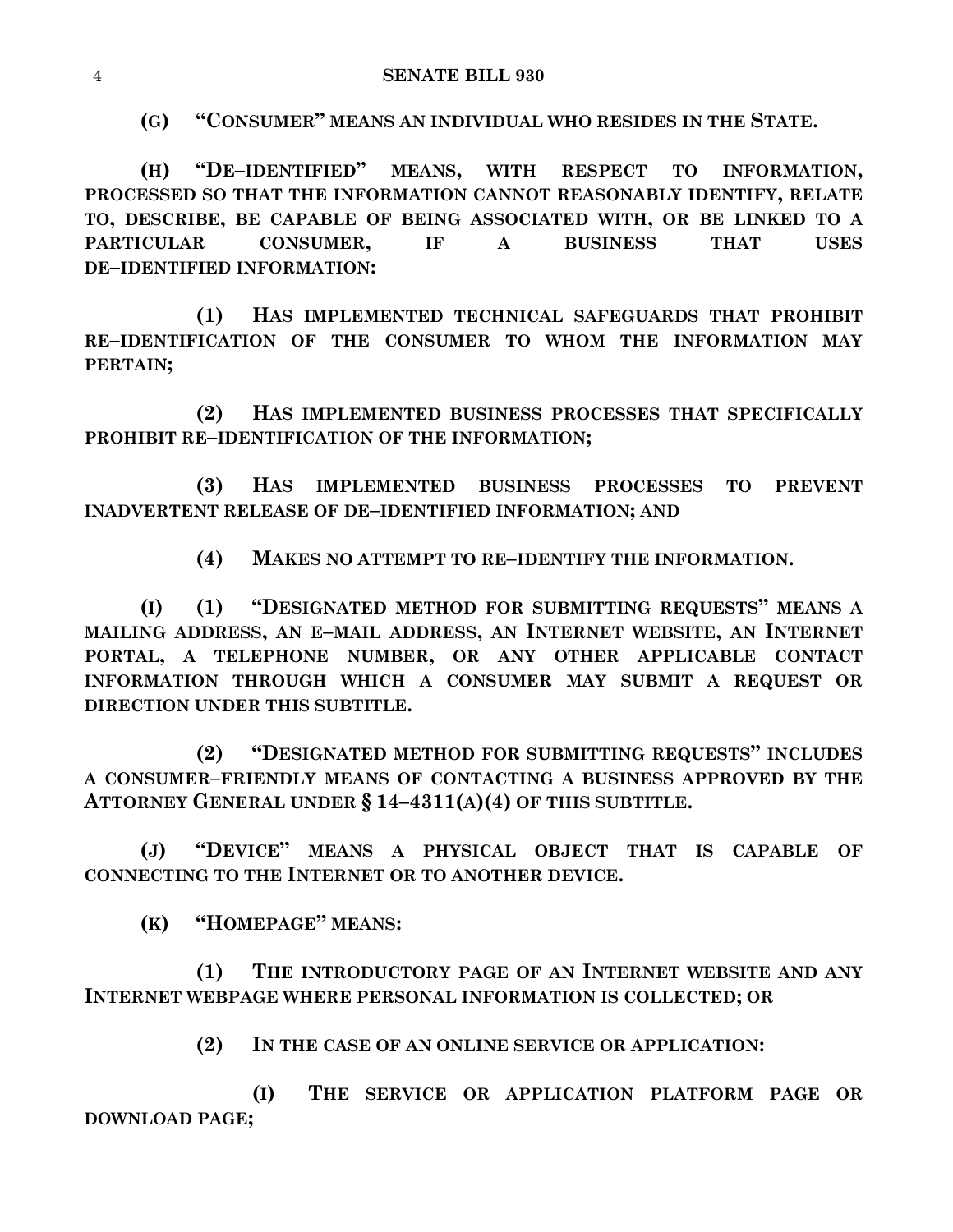**(G) "CONSUMER" MEANS AN INDIVIDUAL WHO RESIDES IN THE STATE.**

**(H) "DE–IDENTIFIED" MEANS, WITH RESPECT TO INFORMATION, PROCESSED SO THAT THE INFORMATION CANNOT REASONABLY IDENTIFY, RELATE TO, DESCRIBE, BE CAPABLE OF BEING ASSOCIATED WITH, OR BE LINKED TO A PARTICULAR CONSUMER, IF A BUSINESS THAT USES DE–IDENTIFIED INFORMATION:**

**(1) HAS IMPLEMENTED TECHNICAL SAFEGUARDS THAT PROHIBIT RE–IDENTIFICATION OF THE CONSUMER TO WHOM THE INFORMATION MAY PERTAIN;**

**(2) HAS IMPLEMENTED BUSINESS PROCESSES THAT SPECIFICALLY PROHIBIT RE–IDENTIFICATION OF THE INFORMATION;**

**(3) HAS IMPLEMENTED BUSINESS PROCESSES TO PREVENT INADVERTENT RELEASE OF DE–IDENTIFIED INFORMATION; AND**

**(4) MAKES NO ATTEMPT TO RE–IDENTIFY THE INFORMATION.**

**(I) (1) "DESIGNATED METHOD FOR SUBMITTING REQUESTS" MEANS A MAILING ADDRESS, AN E–MAIL ADDRESS, AN INTERNET WEBSITE, AN INTERNET PORTAL, A TELEPHONE NUMBER, OR ANY OTHER APPLICABLE CONTACT INFORMATION THROUGH WHICH A CONSUMER MAY SUBMIT A REQUEST OR DIRECTION UNDER THIS SUBTITLE.**

**(2) "DESIGNATED METHOD FOR SUBMITTING REQUESTS" INCLUDES A CONSUMER–FRIENDLY MEANS OF CONTACTING A BUSINESS APPROVED BY THE ATTORNEY GENERAL UNDER § 14–4311(A)(4) OF THIS SUBTITLE.**

**(J) "DEVICE" MEANS A PHYSICAL OBJECT THAT IS CAPABLE OF CONNECTING TO THE INTERNET OR TO ANOTHER DEVICE.**

**(K) "HOMEPAGE" MEANS:**

**(1) THE INTRODUCTORY PAGE OF AN INTERNET WEBSITE AND ANY INTERNET WEBPAGE WHERE PERSONAL INFORMATION IS COLLECTED; OR**

**(2) IN THE CASE OF AN ONLINE SERVICE OR APPLICATION:**

**(I) THE SERVICE OR APPLICATION PLATFORM PAGE OR DOWNLOAD PAGE;**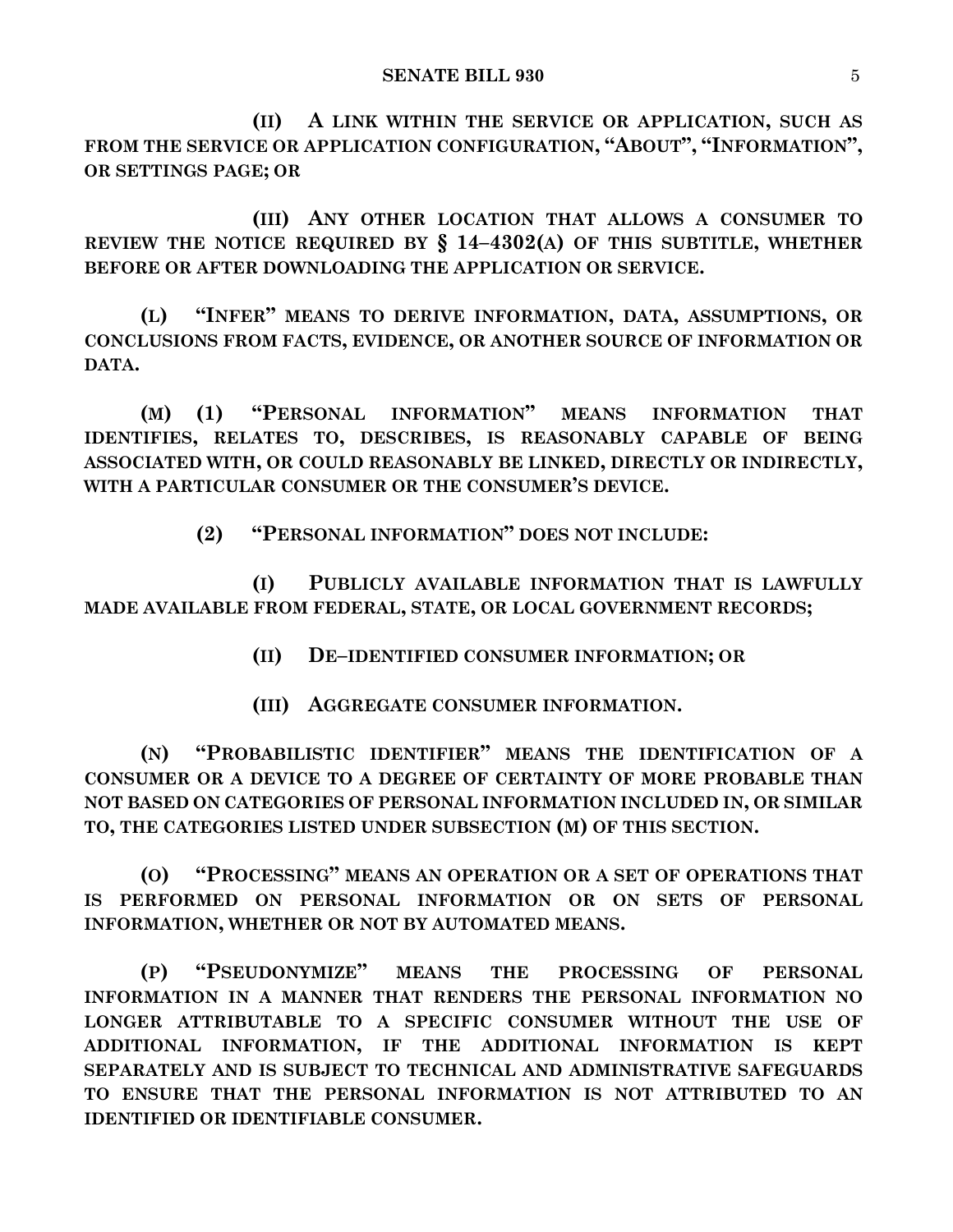**(II) A LINK WITHIN THE SERVICE OR APPLICATION, SUCH AS FROM THE SERVICE OR APPLICATION CONFIGURATION, "ABOUT", "INFORMATION", OR SETTINGS PAGE; OR**

**(III) ANY OTHER LOCATION THAT ALLOWS A CONSUMER TO REVIEW THE NOTICE REQUIRED BY § 14–4302(A) OF THIS SUBTITLE, WHETHER BEFORE OR AFTER DOWNLOADING THE APPLICATION OR SERVICE.**

**(L) "INFER" MEANS TO DERIVE INFORMATION, DATA, ASSUMPTIONS, OR CONCLUSIONS FROM FACTS, EVIDENCE, OR ANOTHER SOURCE OF INFORMATION OR DATA.**

**(M) (1) "PERSONAL INFORMATION" MEANS INFORMATION THAT IDENTIFIES, RELATES TO, DESCRIBES, IS REASONABLY CAPABLE OF BEING ASSOCIATED WITH, OR COULD REASONABLY BE LINKED, DIRECTLY OR INDIRECTLY, WITH A PARTICULAR CONSUMER OR THE CONSUMER'S DEVICE.**

**(2) "PERSONAL INFORMATION" DOES NOT INCLUDE:**

**(I) PUBLICLY AVAILABLE INFORMATION THAT IS LAWFULLY MADE AVAILABLE FROM FEDERAL, STATE, OR LOCAL GOVERNMENT RECORDS;**

**(II) DE–IDENTIFIED CONSUMER INFORMATION; OR**

**(III) AGGREGATE CONSUMER INFORMATION.**

**(N) "PROBABILISTIC IDENTIFIER" MEANS THE IDENTIFICATION OF A CONSUMER OR A DEVICE TO A DEGREE OF CERTAINTY OF MORE PROBABLE THAN NOT BASED ON CATEGORIES OF PERSONAL INFORMATION INCLUDED IN, OR SIMILAR TO, THE CATEGORIES LISTED UNDER SUBSECTION (M) OF THIS SECTION.**

**(O) "PROCESSING" MEANS AN OPERATION OR A SET OF OPERATIONS THAT IS PERFORMED ON PERSONAL INFORMATION OR ON SETS OF PERSONAL INFORMATION, WHETHER OR NOT BY AUTOMATED MEANS.**

**(P) "PSEUDONYMIZE" MEANS THE PROCESSING OF PERSONAL INFORMATION IN A MANNER THAT RENDERS THE PERSONAL INFORMATION NO LONGER ATTRIBUTABLE TO A SPECIFIC CONSUMER WITHOUT THE USE OF ADDITIONAL INFORMATION, IF THE ADDITIONAL INFORMATION IS KEPT SEPARATELY AND IS SUBJECT TO TECHNICAL AND ADMINISTRATIVE SAFEGUARDS TO ENSURE THAT THE PERSONAL INFORMATION IS NOT ATTRIBUTED TO AN IDENTIFIED OR IDENTIFIABLE CONSUMER.**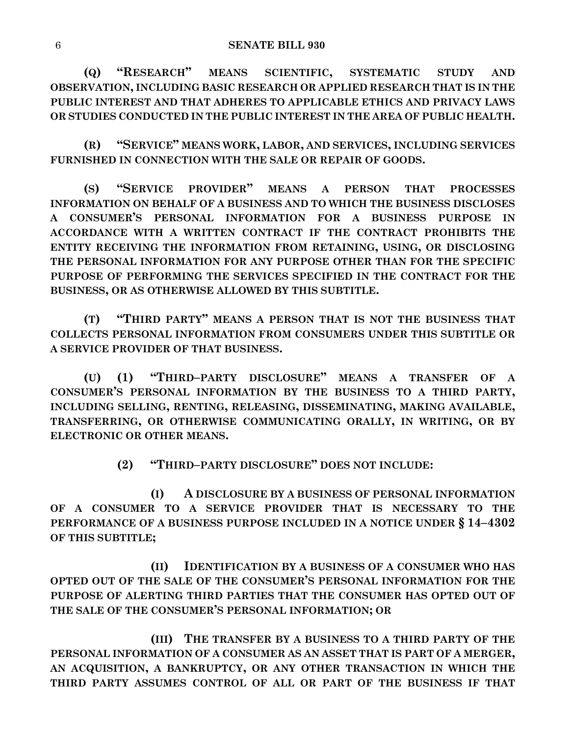**(Q) "RESEARCH" MEANS SCIENTIFIC, SYSTEMATIC STUDY AND OBSERVATION, INCLUDING BASIC RESEARCH OR APPLIED RESEARCH THAT IS IN THE PUBLIC INTEREST AND THAT ADHERES TO APPLICABLE ETHICS AND PRIVACY LAWS OR STUDIES CONDUCTED IN THE PUBLIC INTEREST IN THE AREA OF PUBLIC HEALTH.**

**(R) "SERVICE" MEANS WORK, LABOR, AND SERVICES, INCLUDING SERVICES FURNISHED IN CONNECTION WITH THE SALE OR REPAIR OF GOODS.**

**(S) "SERVICE PROVIDER" MEANS A PERSON THAT PROCESSES INFORMATION ON BEHALF OF A BUSINESS AND TO WHICH THE BUSINESS DISCLOSES A CONSUMER'S PERSONAL INFORMATION FOR A BUSINESS PURPOSE IN ACCORDANCE WITH A WRITTEN CONTRACT IF THE CONTRACT PROHIBITS THE ENTITY RECEIVING THE INFORMATION FROM RETAINING, USING, OR DISCLOSING THE PERSONAL INFORMATION FOR ANY PURPOSE OTHER THAN FOR THE SPECIFIC PURPOSE OF PERFORMING THE SERVICES SPECIFIED IN THE CONTRACT FOR THE BUSINESS, OR AS OTHERWISE ALLOWED BY THIS SUBTITLE.**

**(T) "THIRD PARTY" MEANS A PERSON THAT IS NOT THE BUSINESS THAT COLLECTS PERSONAL INFORMATION FROM CONSUMERS UNDER THIS SUBTITLE OR A SERVICE PROVIDER OF THAT BUSINESS.**

**(U) (1) "THIRD–PARTY DISCLOSURE" MEANS A TRANSFER OF A CONSUMER'S PERSONAL INFORMATION BY THE BUSINESS TO A THIRD PARTY, INCLUDING SELLING, RENTING, RELEASING, DISSEMINATING, MAKING AVAILABLE, TRANSFERRING, OR OTHERWISE COMMUNICATING ORALLY, IN WRITING, OR BY ELECTRONIC OR OTHER MEANS.**

**(2) "THIRD–PARTY DISCLOSURE" DOES NOT INCLUDE:**

**(I) A DISCLOSURE BY A BUSINESS OF PERSONAL INFORMATION OF A CONSUMER TO A SERVICE PROVIDER THAT IS NECESSARY TO THE PERFORMANCE OF A BUSINESS PURPOSE INCLUDED IN A NOTICE UNDER § 14–4302 OF THIS SUBTITLE;**

**(II) IDENTIFICATION BY A BUSINESS OF A CONSUMER WHO HAS OPTED OUT OF THE SALE OF THE CONSUMER'S PERSONAL INFORMATION FOR THE PURPOSE OF ALERTING THIRD PARTIES THAT THE CONSUMER HAS OPTED OUT OF THE SALE OF THE CONSUMER'S PERSONAL INFORMATION; OR**

**(III) THE TRANSFER BY A BUSINESS TO A THIRD PARTY OF THE PERSONAL INFORMATION OF A CONSUMER AS AN ASSET THAT IS PART OF A MERGER, AN ACQUISITION, A BANKRUPTCY, OR ANY OTHER TRANSACTION IN WHICH THE THIRD PARTY ASSUMES CONTROL OF ALL OR PART OF THE BUSINESS IF THAT**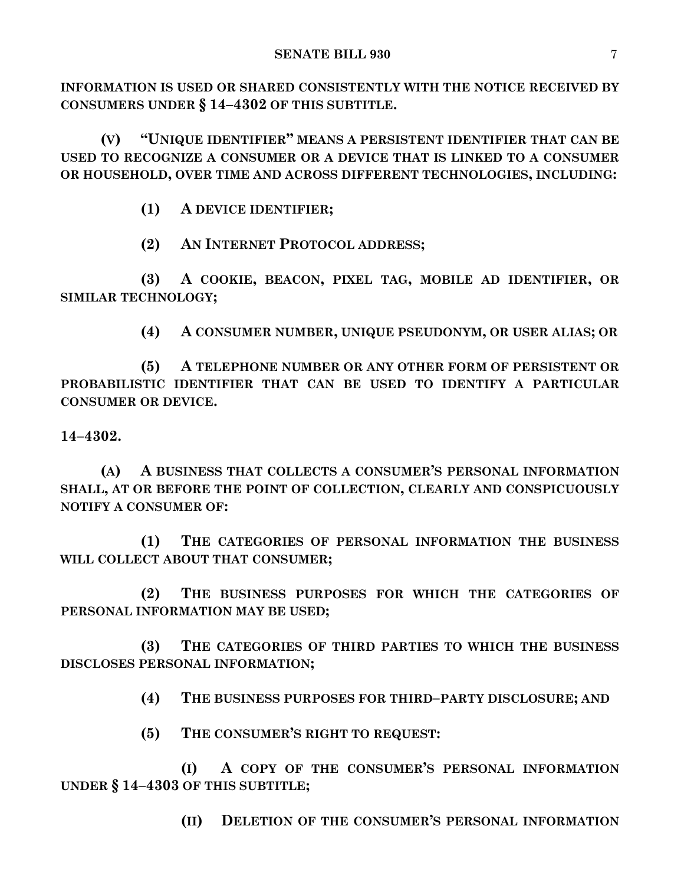**INFORMATION IS USED OR SHARED CONSISTENTLY WITH THE NOTICE RECEIVED BY CONSUMERS UNDER § 14–4302 OF THIS SUBTITLE.**

**(V) "UNIQUE IDENTIFIER" MEANS A PERSISTENT IDENTIFIER THAT CAN BE USED TO RECOGNIZE A CONSUMER OR A DEVICE THAT IS LINKED TO A CONSUMER OR HOUSEHOLD, OVER TIME AND ACROSS DIFFERENT TECHNOLOGIES, INCLUDING:**

**(1) A DEVICE IDENTIFIER;**

**(2) AN INTERNET PROTOCOL ADDRESS;**

**(3) A COOKIE, BEACON, PIXEL TAG, MOBILE AD IDENTIFIER, OR SIMILAR TECHNOLOGY;**

**(4) A CONSUMER NUMBER, UNIQUE PSEUDONYM, OR USER ALIAS; OR**

**(5) A TELEPHONE NUMBER OR ANY OTHER FORM OF PERSISTENT OR PROBABILISTIC IDENTIFIER THAT CAN BE USED TO IDENTIFY A PARTICULAR CONSUMER OR DEVICE.**

**14–4302.**

**(A) A BUSINESS THAT COLLECTS A CONSUMER'S PERSONAL INFORMATION SHALL, AT OR BEFORE THE POINT OF COLLECTION, CLEARLY AND CONSPICUOUSLY NOTIFY A CONSUMER OF:**

**(1) THE CATEGORIES OF PERSONAL INFORMATION THE BUSINESS WILL COLLECT ABOUT THAT CONSUMER;**

**(2) THE BUSINESS PURPOSES FOR WHICH THE CATEGORIES OF PERSONAL INFORMATION MAY BE USED;**

**(3) THE CATEGORIES OF THIRD PARTIES TO WHICH THE BUSINESS DISCLOSES PERSONAL INFORMATION;**

**(4) THE BUSINESS PURPOSES FOR THIRD–PARTY DISCLOSURE; AND**

**(5) THE CONSUMER'S RIGHT TO REQUEST:**

**(I) A COPY OF THE CONSUMER'S PERSONAL INFORMATION UNDER § 14–4303 OF THIS SUBTITLE;**

**(II) DELETION OF THE CONSUMER'S PERSONAL INFORMATION**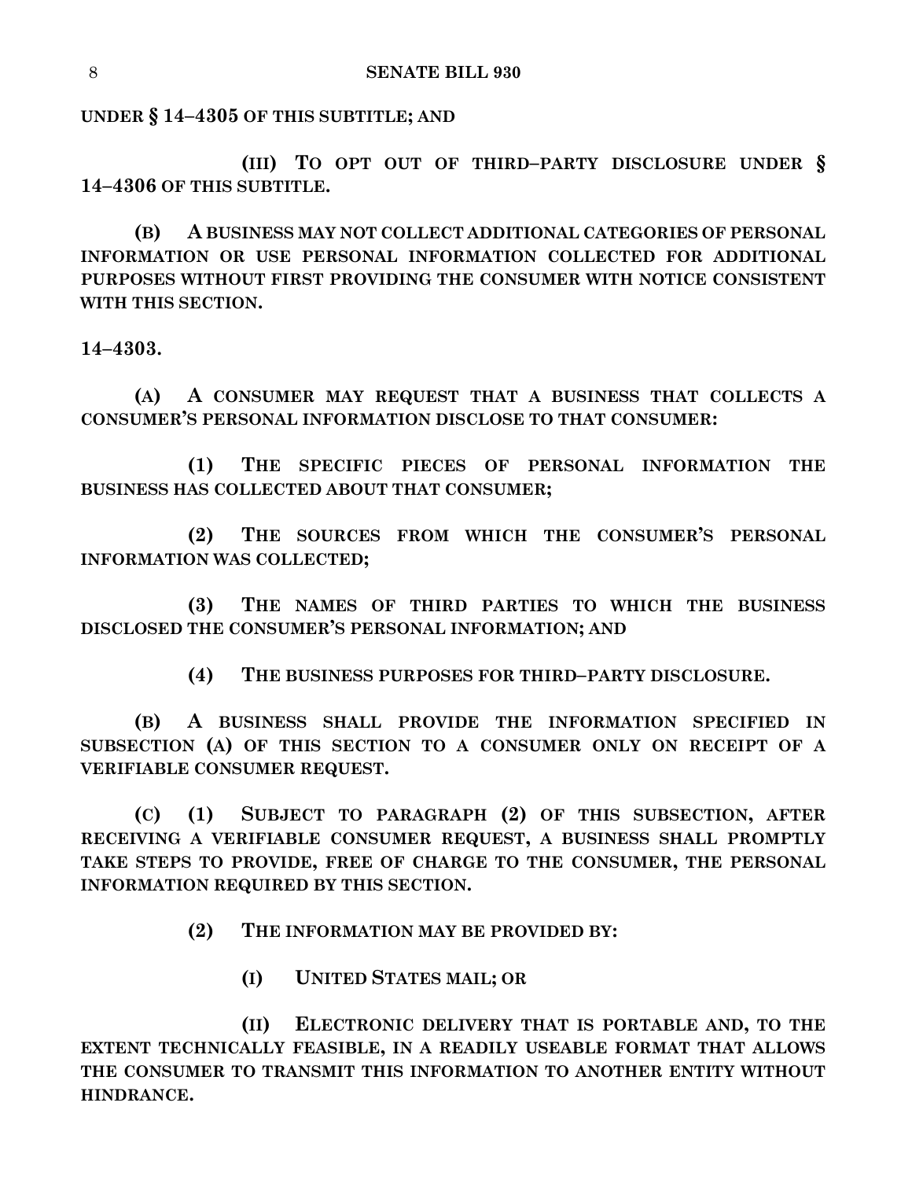**UNDER § 14–4305 OF THIS SUBTITLE; AND**

**(III) TO OPT OUT OF THIRD–PARTY DISCLOSURE UNDER § 14–4306 OF THIS SUBTITLE.**

**(B) A BUSINESS MAY NOT COLLECT ADDITIONAL CATEGORIES OF PERSONAL INFORMATION OR USE PERSONAL INFORMATION COLLECTED FOR ADDITIONAL PURPOSES WITHOUT FIRST PROVIDING THE CONSUMER WITH NOTICE CONSISTENT WITH THIS SECTION.**

**14–4303.**

**(A) A CONSUMER MAY REQUEST THAT A BUSINESS THAT COLLECTS A CONSUMER'S PERSONAL INFORMATION DISCLOSE TO THAT CONSUMER:**

**(1) THE SPECIFIC PIECES OF PERSONAL INFORMATION THE BUSINESS HAS COLLECTED ABOUT THAT CONSUMER;**

**(2) THE SOURCES FROM WHICH THE CONSUMER'S PERSONAL INFORMATION WAS COLLECTED;**

**(3) THE NAMES OF THIRD PARTIES TO WHICH THE BUSINESS DISCLOSED THE CONSUMER'S PERSONAL INFORMATION; AND**

**(4) THE BUSINESS PURPOSES FOR THIRD–PARTY DISCLOSURE.**

**(B) A BUSINESS SHALL PROVIDE THE INFORMATION SPECIFIED IN SUBSECTION (A) OF THIS SECTION TO A CONSUMER ONLY ON RECEIPT OF A VERIFIABLE CONSUMER REQUEST.**

**(C) (1) SUBJECT TO PARAGRAPH (2) OF THIS SUBSECTION, AFTER RECEIVING A VERIFIABLE CONSUMER REQUEST, A BUSINESS SHALL PROMPTLY TAKE STEPS TO PROVIDE, FREE OF CHARGE TO THE CONSUMER, THE PERSONAL INFORMATION REQUIRED BY THIS SECTION.**

**(2) THE INFORMATION MAY BE PROVIDED BY:**

**(I) UNITED STATES MAIL; OR**

**(II) ELECTRONIC DELIVERY THAT IS PORTABLE AND, TO THE EXTENT TECHNICALLY FEASIBLE, IN A READILY USEABLE FORMAT THAT ALLOWS THE CONSUMER TO TRANSMIT THIS INFORMATION TO ANOTHER ENTITY WITHOUT HINDRANCE.**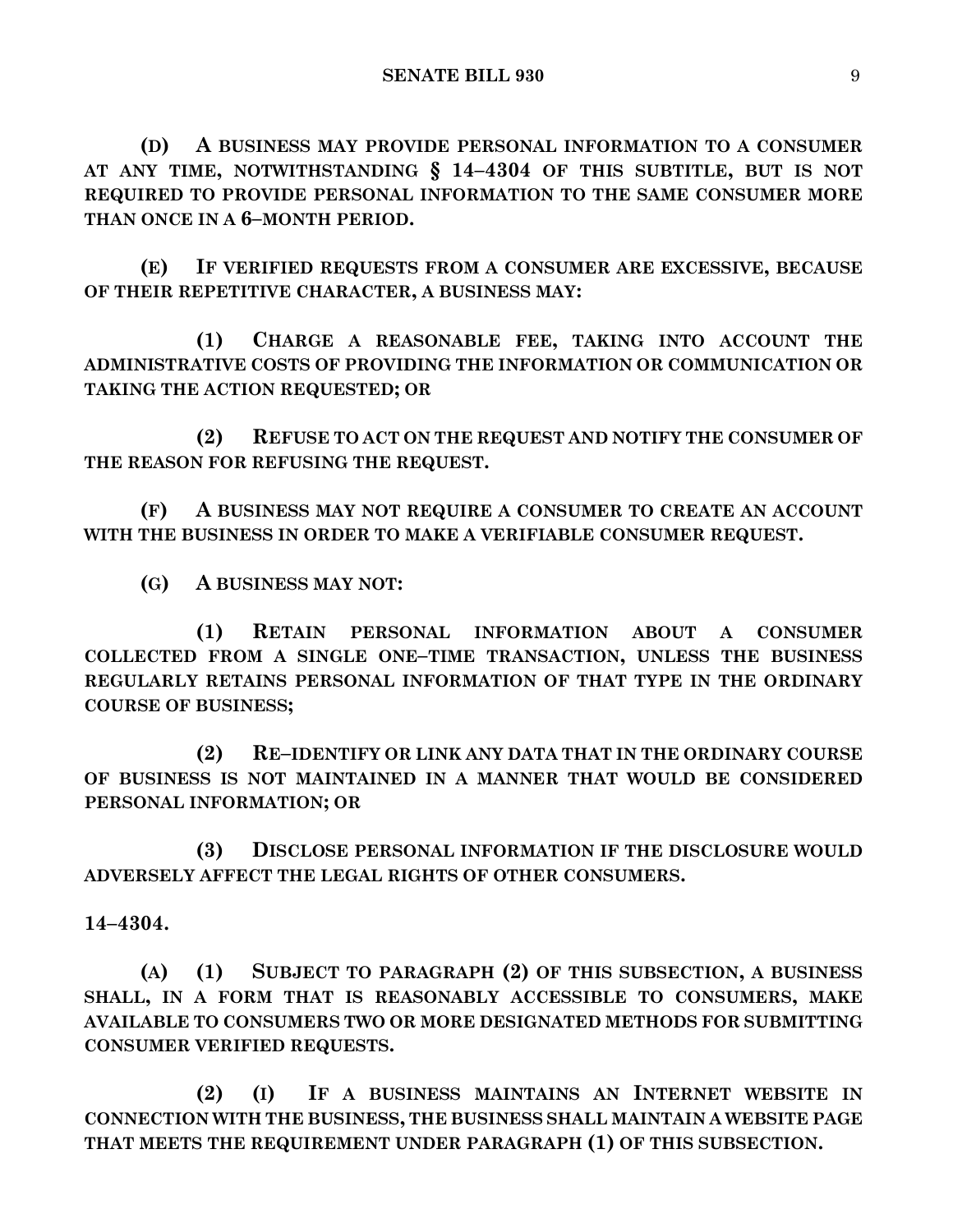**(D) A BUSINESS MAY PROVIDE PERSONAL INFORMATION TO A CONSUMER AT ANY TIME, NOTWITHSTANDING § 14–4304 OF THIS SUBTITLE, BUT IS NOT REQUIRED TO PROVIDE PERSONAL INFORMATION TO THE SAME CONSUMER MORE THAN ONCE IN A 6–MONTH PERIOD.**

**(E) IF VERIFIED REQUESTS FROM A CONSUMER ARE EXCESSIVE, BECAUSE OF THEIR REPETITIVE CHARACTER, A BUSINESS MAY:**

**(1) CHARGE A REASONABLE FEE, TAKING INTO ACCOUNT THE ADMINISTRATIVE COSTS OF PROVIDING THE INFORMATION OR COMMUNICATION OR TAKING THE ACTION REQUESTED; OR**

**(2) REFUSE TO ACT ON THE REQUEST AND NOTIFY THE CONSUMER OF THE REASON FOR REFUSING THE REQUEST.**

**(F) A BUSINESS MAY NOT REQUIRE A CONSUMER TO CREATE AN ACCOUNT WITH THE BUSINESS IN ORDER TO MAKE A VERIFIABLE CONSUMER REQUEST.**

**(G) A BUSINESS MAY NOT:**

**(1) RETAIN PERSONAL INFORMATION ABOUT A CONSUMER COLLECTED FROM A SINGLE ONE–TIME TRANSACTION, UNLESS THE BUSINESS REGULARLY RETAINS PERSONAL INFORMATION OF THAT TYPE IN THE ORDINARY COURSE OF BUSINESS;**

**(2) RE–IDENTIFY OR LINK ANY DATA THAT IN THE ORDINARY COURSE OF BUSINESS IS NOT MAINTAINED IN A MANNER THAT WOULD BE CONSIDERED PERSONAL INFORMATION; OR**

**(3) DISCLOSE PERSONAL INFORMATION IF THE DISCLOSURE WOULD ADVERSELY AFFECT THE LEGAL RIGHTS OF OTHER CONSUMERS.**

**14–4304.**

**(A) (1) SUBJECT TO PARAGRAPH (2) OF THIS SUBSECTION, A BUSINESS SHALL, IN A FORM THAT IS REASONABLY ACCESSIBLE TO CONSUMERS, MAKE AVAILABLE TO CONSUMERS TWO OR MORE DESIGNATED METHODS FOR SUBMITTING CONSUMER VERIFIED REQUESTS.**

**(2) (I) IF A BUSINESS MAINTAINS AN INTERNET WEBSITE IN CONNECTION WITH THE BUSINESS, THE BUSINESS SHALL MAINTAIN A WEBSITE PAGE THAT MEETS THE REQUIREMENT UNDER PARAGRAPH (1) OF THIS SUBSECTION.**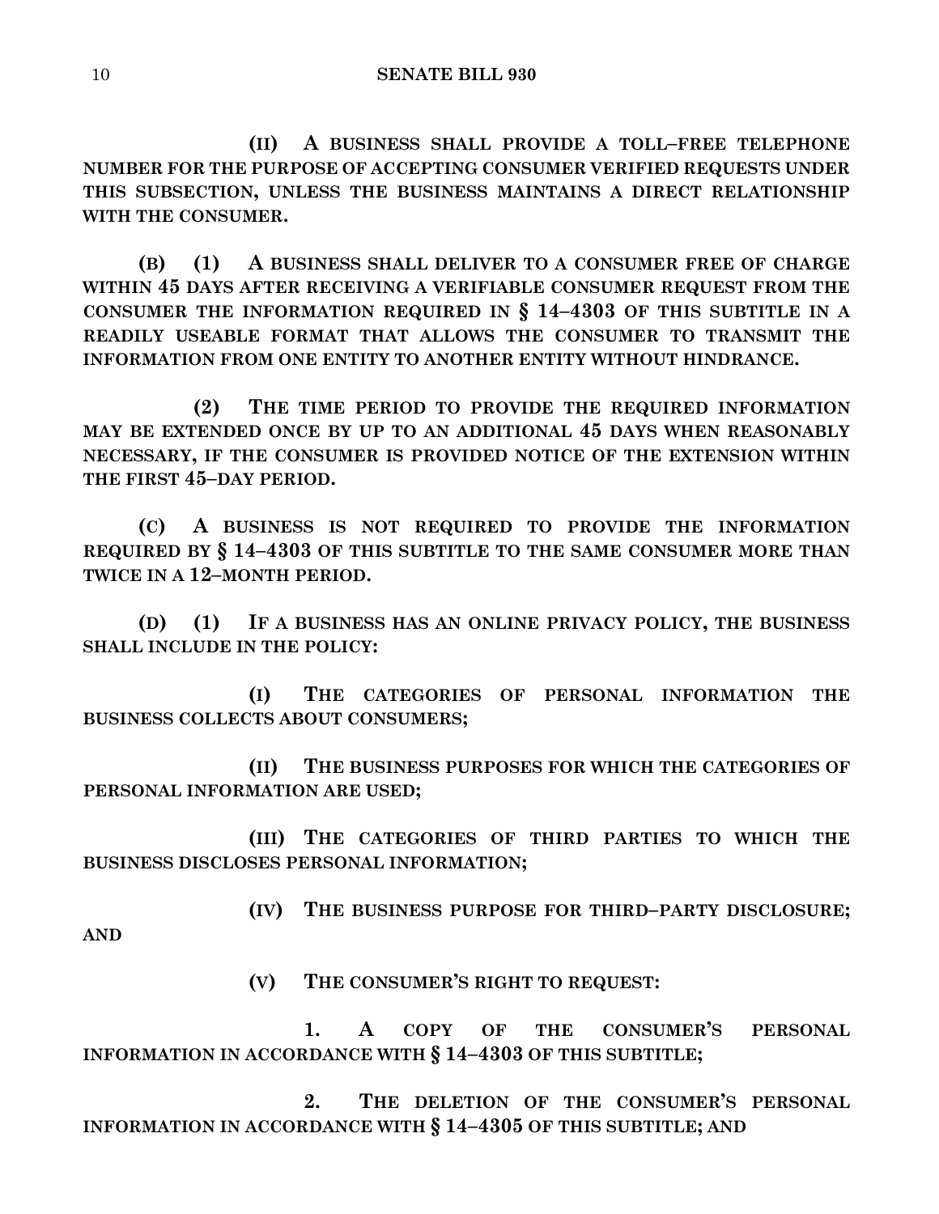**(II) A BUSINESS SHALL PROVIDE A TOLL–FREE TELEPHONE NUMBER FOR THE PURPOSE OF ACCEPTING CONSUMER VERIFIED REQUESTS UNDER THIS SUBSECTION, UNLESS THE BUSINESS MAINTAINS A DIRECT RELATIONSHIP WITH THE CONSUMER.**

**(B) (1) A BUSINESS SHALL DELIVER TO A CONSUMER FREE OF CHARGE WITHIN 45 DAYS AFTER RECEIVING A VERIFIABLE CONSUMER REQUEST FROM THE CONSUMER THE INFORMATION REQUIRED IN § 14–4303 OF THIS SUBTITLE IN A READILY USEABLE FORMAT THAT ALLOWS THE CONSUMER TO TRANSMIT THE INFORMATION FROM ONE ENTITY TO ANOTHER ENTITY WITHOUT HINDRANCE.**

**(2) THE TIME PERIOD TO PROVIDE THE REQUIRED INFORMATION MAY BE EXTENDED ONCE BY UP TO AN ADDITIONAL 45 DAYS WHEN REASONABLY NECESSARY, IF THE CONSUMER IS PROVIDED NOTICE OF THE EXTENSION WITHIN THE FIRST 45–DAY PERIOD.**

**(C) A BUSINESS IS NOT REQUIRED TO PROVIDE THE INFORMATION REQUIRED BY § 14–4303 OF THIS SUBTITLE TO THE SAME CONSUMER MORE THAN TWICE IN A 12–MONTH PERIOD.**

**(D) (1) IF A BUSINESS HAS AN ONLINE PRIVACY POLICY, THE BUSINESS SHALL INCLUDE IN THE POLICY:**

**(I) THE CATEGORIES OF PERSONAL INFORMATION THE BUSINESS COLLECTS ABOUT CONSUMERS;**

**(II) THE BUSINESS PURPOSES FOR WHICH THE CATEGORIES OF PERSONAL INFORMATION ARE USED;**

**(III) THE CATEGORIES OF THIRD PARTIES TO WHICH THE BUSINESS DISCLOSES PERSONAL INFORMATION;**

**(IV) THE BUSINESS PURPOSE FOR THIRD–PARTY DISCLOSURE; AND**

**(V) THE CONSUMER'S RIGHT TO REQUEST:**

**1. A COPY OF THE CONSUMER'S PERSONAL INFORMATION IN ACCORDANCE WITH § 14–4303 OF THIS SUBTITLE;**

**2. THE DELETION OF THE CONSUMER'S PERSONAL INFORMATION IN ACCORDANCE WITH § 14–4305 OF THIS SUBTITLE; AND**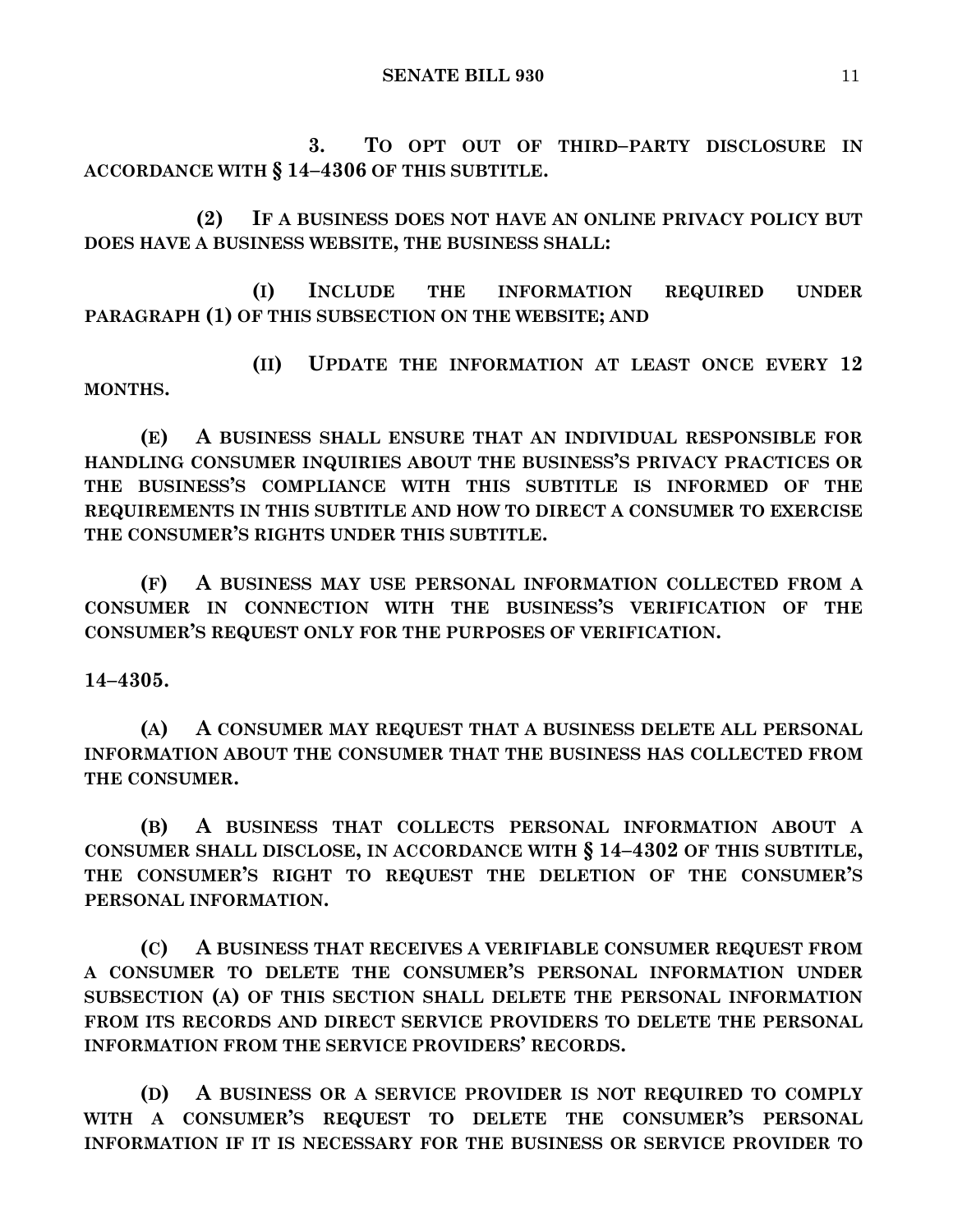**3. TO OPT OUT OF THIRD–PARTY DISCLOSURE IN ACCORDANCE WITH § 14–4306 OF THIS SUBTITLE.**

**(2) IF A BUSINESS DOES NOT HAVE AN ONLINE PRIVACY POLICY BUT DOES HAVE A BUSINESS WEBSITE, THE BUSINESS SHALL:**

**(I) INCLUDE THE INFORMATION REQUIRED UNDER PARAGRAPH (1) OF THIS SUBSECTION ON THE WEBSITE; AND**

**(II) UPDATE THE INFORMATION AT LEAST ONCE EVERY 12 MONTHS.**

**(E) A BUSINESS SHALL ENSURE THAT AN INDIVIDUAL RESPONSIBLE FOR HANDLING CONSUMER INQUIRIES ABOUT THE BUSINESS'S PRIVACY PRACTICES OR THE BUSINESS'S COMPLIANCE WITH THIS SUBTITLE IS INFORMED OF THE REQUIREMENTS IN THIS SUBTITLE AND HOW TO DIRECT A CONSUMER TO EXERCISE THE CONSUMER'S RIGHTS UNDER THIS SUBTITLE.**

**(F) A BUSINESS MAY USE PERSONAL INFORMATION COLLECTED FROM A CONSUMER IN CONNECTION WITH THE BUSINESS'S VERIFICATION OF THE CONSUMER'S REQUEST ONLY FOR THE PURPOSES OF VERIFICATION.**

**14–4305.**

**(A) A CONSUMER MAY REQUEST THAT A BUSINESS DELETE ALL PERSONAL INFORMATION ABOUT THE CONSUMER THAT THE BUSINESS HAS COLLECTED FROM THE CONSUMER.**

**(B) A BUSINESS THAT COLLECTS PERSONAL INFORMATION ABOUT A CONSUMER SHALL DISCLOSE, IN ACCORDANCE WITH § 14–4302 OF THIS SUBTITLE, THE CONSUMER'S RIGHT TO REQUEST THE DELETION OF THE CONSUMER'S PERSONAL INFORMATION.**

**(C) A BUSINESS THAT RECEIVES A VERIFIABLE CONSUMER REQUEST FROM A CONSUMER TO DELETE THE CONSUMER'S PERSONAL INFORMATION UNDER SUBSECTION (A) OF THIS SECTION SHALL DELETE THE PERSONAL INFORMATION FROM ITS RECORDS AND DIRECT SERVICE PROVIDERS TO DELETE THE PERSONAL INFORMATION FROM THE SERVICE PROVIDERS' RECORDS.**

**(D) A BUSINESS OR A SERVICE PROVIDER IS NOT REQUIRED TO COMPLY WITH A CONSUMER'S REQUEST TO DELETE THE CONSUMER'S PERSONAL INFORMATION IF IT IS NECESSARY FOR THE BUSINESS OR SERVICE PROVIDER TO**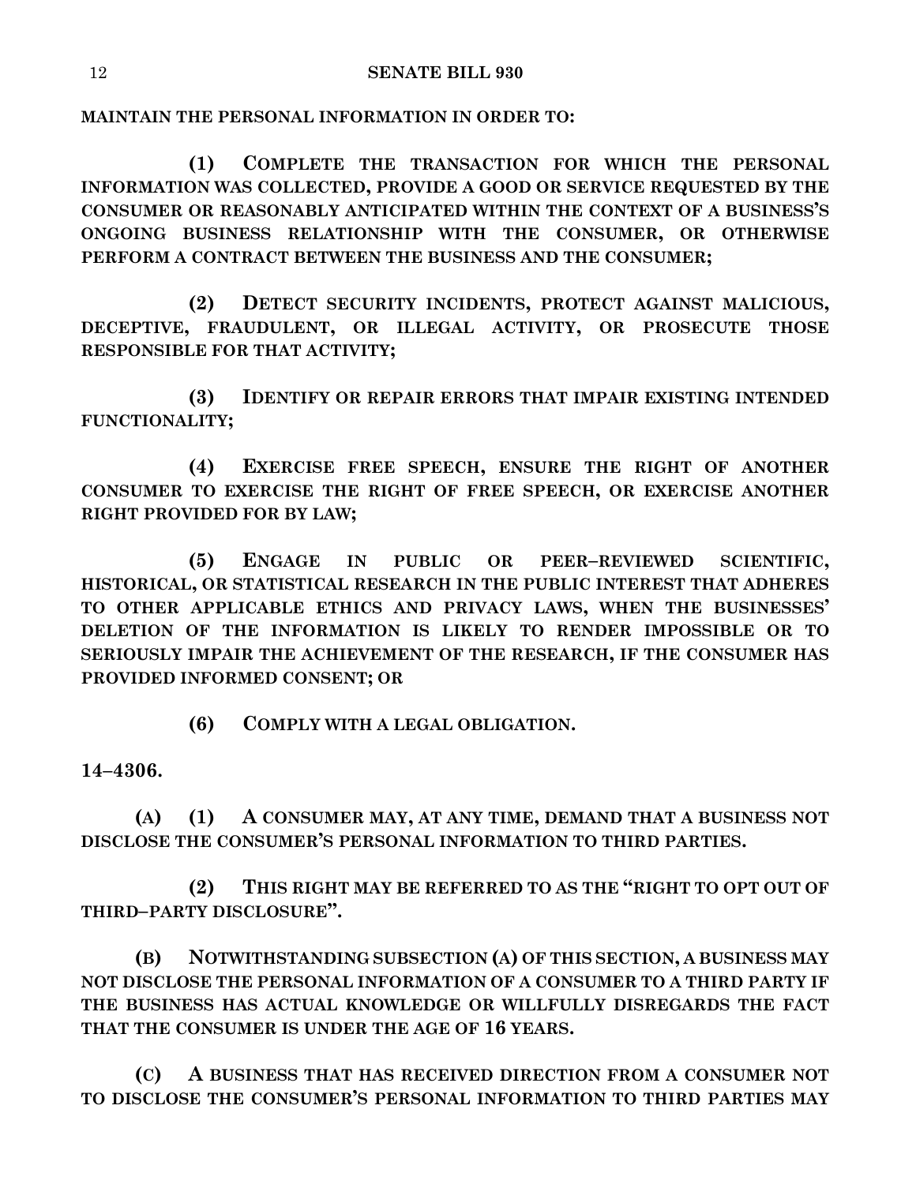**MAINTAIN THE PERSONAL INFORMATION IN ORDER TO:**

**(1) COMPLETE THE TRANSACTION FOR WHICH THE PERSONAL INFORMATION WAS COLLECTED, PROVIDE A GOOD OR SERVICE REQUESTED BY THE CONSUMER OR REASONABLY ANTICIPATED WITHIN THE CONTEXT OF A BUSINESS'S ONGOING BUSINESS RELATIONSHIP WITH THE CONSUMER, OR OTHERWISE PERFORM A CONTRACT BETWEEN THE BUSINESS AND THE CONSUMER;**

**(2) DETECT SECURITY INCIDENTS, PROTECT AGAINST MALICIOUS, DECEPTIVE, FRAUDULENT, OR ILLEGAL ACTIVITY, OR PROSECUTE THOSE RESPONSIBLE FOR THAT ACTIVITY;**

**(3) IDENTIFY OR REPAIR ERRORS THAT IMPAIR EXISTING INTENDED FUNCTIONALITY;**

**(4) EXERCISE FREE SPEECH, ENSURE THE RIGHT OF ANOTHER CONSUMER TO EXERCISE THE RIGHT OF FREE SPEECH, OR EXERCISE ANOTHER RIGHT PROVIDED FOR BY LAW;**

**(5) ENGAGE IN PUBLIC OR PEER–REVIEWED SCIENTIFIC, HISTORICAL, OR STATISTICAL RESEARCH IN THE PUBLIC INTEREST THAT ADHERES TO OTHER APPLICABLE ETHICS AND PRIVACY LAWS, WHEN THE BUSINESSES' DELETION OF THE INFORMATION IS LIKELY TO RENDER IMPOSSIBLE OR TO SERIOUSLY IMPAIR THE ACHIEVEMENT OF THE RESEARCH, IF THE CONSUMER HAS PROVIDED INFORMED CONSENT; OR**

**(6) COMPLY WITH A LEGAL OBLIGATION.**

**14–4306.**

**(A) (1) A CONSUMER MAY, AT ANY TIME, DEMAND THAT A BUSINESS NOT DISCLOSE THE CONSUMER'S PERSONAL INFORMATION TO THIRD PARTIES.**

**(2) THIS RIGHT MAY BE REFERRED TO AS THE "RIGHT TO OPT OUT OF THIRD–PARTY DISCLOSURE".**

**(B) NOTWITHSTANDING SUBSECTION (A) OF THIS SECTION, A BUSINESS MAY NOT DISCLOSE THE PERSONAL INFORMATION OF A CONSUMER TO A THIRD PARTY IF THE BUSINESS HAS ACTUAL KNOWLEDGE OR WILLFULLY DISREGARDS THE FACT THAT THE CONSUMER IS UNDER THE AGE OF 16 YEARS.**

**(C) A BUSINESS THAT HAS RECEIVED DIRECTION FROM A CONSUMER NOT TO DISCLOSE THE CONSUMER'S PERSONAL INFORMATION TO THIRD PARTIES MAY**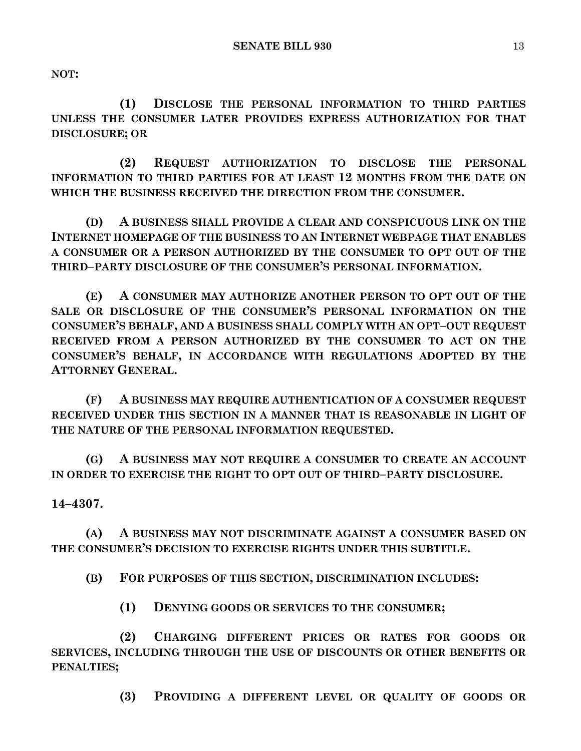**NOT:**

**(1) DISCLOSE THE PERSONAL INFORMATION TO THIRD PARTIES UNLESS THE CONSUMER LATER PROVIDES EXPRESS AUTHORIZATION FOR THAT DISCLOSURE; OR**

**(2) REQUEST AUTHORIZATION TO DISCLOSE THE PERSONAL INFORMATION TO THIRD PARTIES FOR AT LEAST 12 MONTHS FROM THE DATE ON WHICH THE BUSINESS RECEIVED THE DIRECTION FROM THE CONSUMER.**

**(D) A BUSINESS SHALL PROVIDE A CLEAR AND CONSPICUOUS LINK ON THE INTERNET HOMEPAGE OF THE BUSINESS TO AN INTERNET WEBPAGE THAT ENABLES A CONSUMER OR A PERSON AUTHORIZED BY THE CONSUMER TO OPT OUT OF THE THIRD–PARTY DISCLOSURE OF THE CONSUMER'S PERSONAL INFORMATION.**

**(E) A CONSUMER MAY AUTHORIZE ANOTHER PERSON TO OPT OUT OF THE SALE OR DISCLOSURE OF THE CONSUMER'S PERSONAL INFORMATION ON THE CONSUMER'S BEHALF, AND A BUSINESS SHALL COMPLY WITH AN OPT–OUT REQUEST RECEIVED FROM A PERSON AUTHORIZED BY THE CONSUMER TO ACT ON THE CONSUMER'S BEHALF, IN ACCORDANCE WITH REGULATIONS ADOPTED BY THE ATTORNEY GENERAL.**

**(F) A BUSINESS MAY REQUIRE AUTHENTICATION OF A CONSUMER REQUEST RECEIVED UNDER THIS SECTION IN A MANNER THAT IS REASONABLE IN LIGHT OF THE NATURE OF THE PERSONAL INFORMATION REQUESTED.**

**(G) A BUSINESS MAY NOT REQUIRE A CONSUMER TO CREATE AN ACCOUNT IN ORDER TO EXERCISE THE RIGHT TO OPT OUT OF THIRD–PARTY DISCLOSURE.**

**14–4307.**

**(A) A BUSINESS MAY NOT DISCRIMINATE AGAINST A CONSUMER BASED ON THE CONSUMER'S DECISION TO EXERCISE RIGHTS UNDER THIS SUBTITLE.**

**(B) FOR PURPOSES OF THIS SECTION, DISCRIMINATION INCLUDES:**

**(1) DENYING GOODS OR SERVICES TO THE CONSUMER;**

**(2) CHARGING DIFFERENT PRICES OR RATES FOR GOODS OR SERVICES, INCLUDING THROUGH THE USE OF DISCOUNTS OR OTHER BENEFITS OR PENALTIES;**

**(3) PROVIDING A DIFFERENT LEVEL OR QUALITY OF GOODS OR**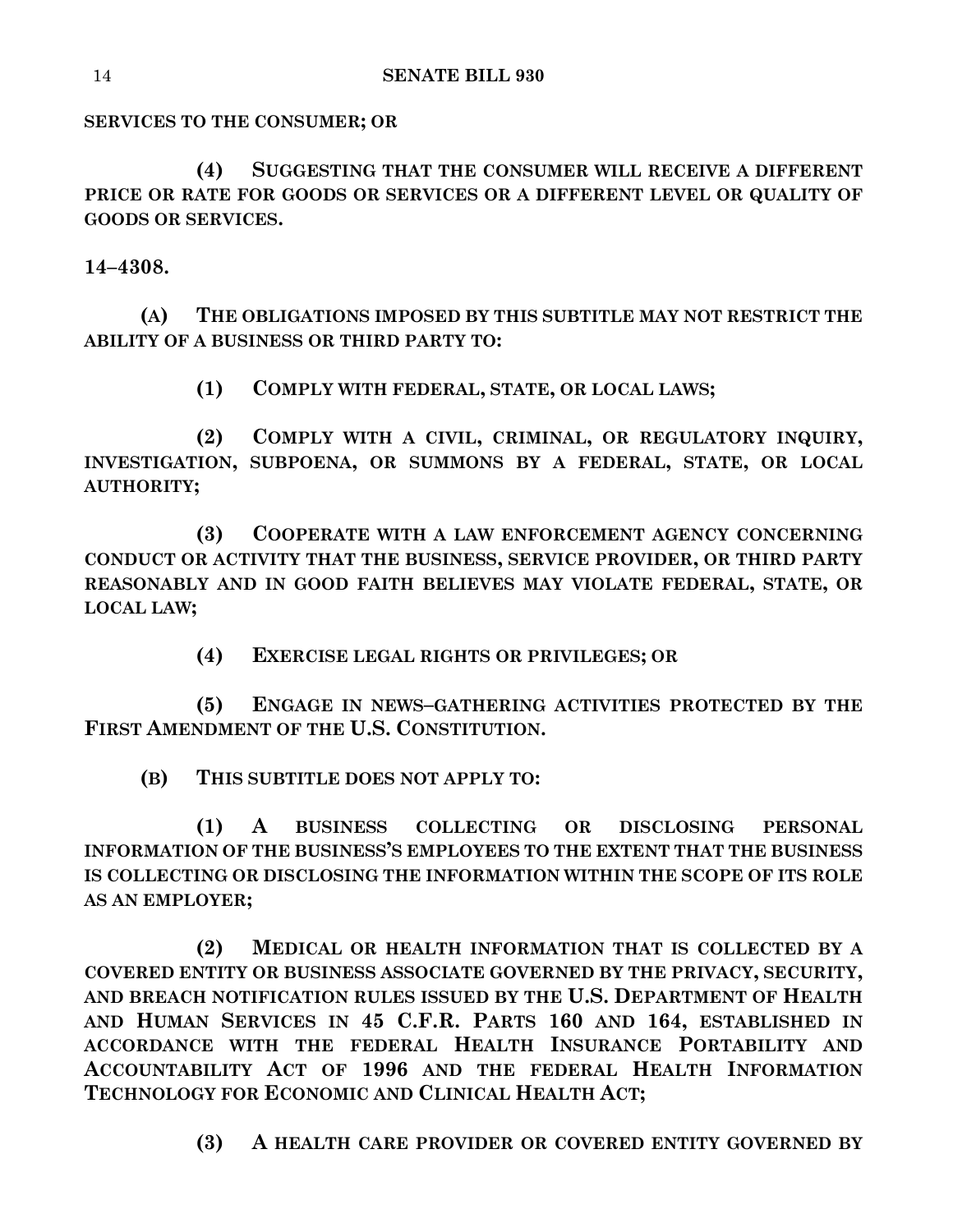**SERVICES TO THE CONSUMER; OR**

**(4) SUGGESTING THAT THE CONSUMER WILL RECEIVE A DIFFERENT PRICE OR RATE FOR GOODS OR SERVICES OR A DIFFERENT LEVEL OR QUALITY OF GOODS OR SERVICES.**

**14–4308.**

**(A) THE OBLIGATIONS IMPOSED BY THIS SUBTITLE MAY NOT RESTRICT THE ABILITY OF A BUSINESS OR THIRD PARTY TO:**

**(1) COMPLY WITH FEDERAL, STATE, OR LOCAL LAWS;**

**(2) COMPLY WITH A CIVIL, CRIMINAL, OR REGULATORY INQUIRY, INVESTIGATION, SUBPOENA, OR SUMMONS BY A FEDERAL, STATE, OR LOCAL AUTHORITY;**

**(3) COOPERATE WITH A LAW ENFORCEMENT AGENCY CONCERNING CONDUCT OR ACTIVITY THAT THE BUSINESS, SERVICE PROVIDER, OR THIRD PARTY REASONABLY AND IN GOOD FAITH BELIEVES MAY VIOLATE FEDERAL, STATE, OR LOCAL LAW;**

**(4) EXERCISE LEGAL RIGHTS OR PRIVILEGES; OR**

**(5) ENGAGE IN NEWS–GATHERING ACTIVITIES PROTECTED BY THE FIRST AMENDMENT OF THE U.S. CONSTITUTION.**

**(B) THIS SUBTITLE DOES NOT APPLY TO:**

**(1) A BUSINESS COLLECTING OR DISCLOSING PERSONAL INFORMATION OF THE BUSINESS'S EMPLOYEES TO THE EXTENT THAT THE BUSINESS IS COLLECTING OR DISCLOSING THE INFORMATION WITHIN THE SCOPE OF ITS ROLE AS AN EMPLOYER;**

**(2) MEDICAL OR HEALTH INFORMATION THAT IS COLLECTED BY A COVERED ENTITY OR BUSINESS ASSOCIATE GOVERNED BY THE PRIVACY, SECURITY, AND BREACH NOTIFICATION RULES ISSUED BY THE U.S. DEPARTMENT OF HEALTH AND HUMAN SERVICES IN 45 C.F.R. PARTS 160 AND 164, ESTABLISHED IN ACCORDANCE WITH THE FEDERAL HEALTH INSURANCE PORTABILITY AND ACCOUNTABILITY ACT OF 1996 AND THE FEDERAL HEALTH INFORMATION TECHNOLOGY FOR ECONOMIC AND CLINICAL HEALTH ACT;**

**(3) A HEALTH CARE PROVIDER OR COVERED ENTITY GOVERNED BY**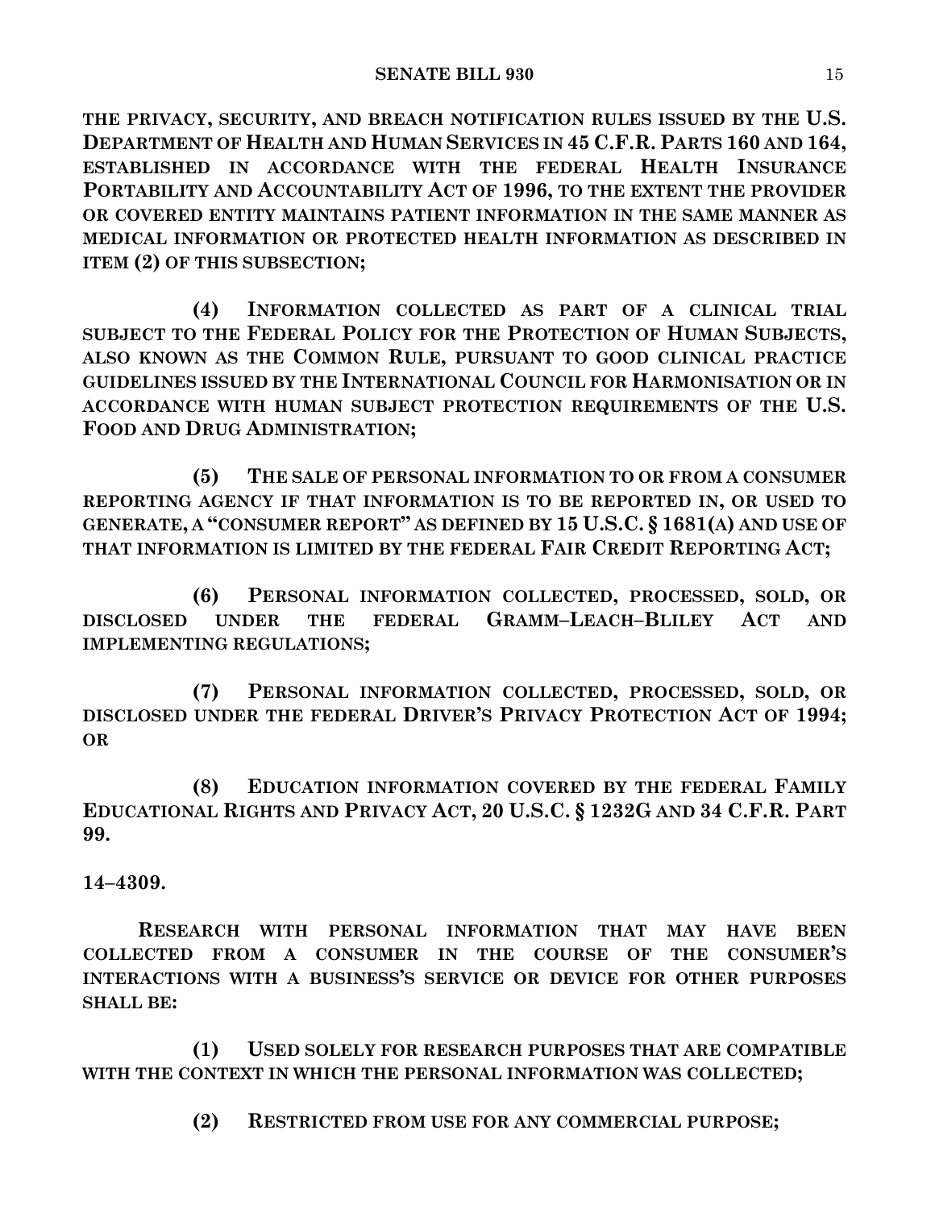**THE PRIVACY, SECURITY, AND BREACH NOTIFICATION RULES ISSUED BY THE U.S. DEPARTMENT OF HEALTH AND HUMAN SERVICES IN 45 C.F.R. PARTS 160 AND 164, ESTABLISHED IN ACCORDANCE WITH THE FEDERAL HEALTH INSURANCE PORTABILITY AND ACCOUNTABILITY ACT OF 1996, TO THE EXTENT THE PROVIDER OR COVERED ENTITY MAINTAINS PATIENT INFORMATION IN THE SAME MANNER AS MEDICAL INFORMATION OR PROTECTED HEALTH INFORMATION AS DESCRIBED IN ITEM (2) OF THIS SUBSECTION;**

**(4) INFORMATION COLLECTED AS PART OF A CLINICAL TRIAL SUBJECT TO THE FEDERAL POLICY FOR THE PROTECTION OF HUMAN SUBJECTS, ALSO KNOWN AS THE COMMON RULE, PURSUANT TO GOOD CLINICAL PRACTICE GUIDELINES ISSUED BY THE INTERNATIONAL COUNCIL FOR HARMONISATION OR IN ACCORDANCE WITH HUMAN SUBJECT PROTECTION REQUIREMENTS OF THE U.S. FOOD AND DRUG ADMINISTRATION;**

**(5) THE SALE OF PERSONAL INFORMATION TO OR FROM A CONSUMER REPORTING AGENCY IF THAT INFORMATION IS TO BE REPORTED IN, OR USED TO GENERATE, A "CONSUMER REPORT" AS DEFINED BY 15 U.S.C. § 1681(A) AND USE OF THAT INFORMATION IS LIMITED BY THE FEDERAL FAIR CREDIT REPORTING ACT;**

**(6) PERSONAL INFORMATION COLLECTED, PROCESSED, SOLD, OR DISCLOSED UNDER THE FEDERAL GRAMM–LEACH–BLILEY ACT AND IMPLEMENTING REGULATIONS;**

**(7) PERSONAL INFORMATION COLLECTED, PROCESSED, SOLD, OR DISCLOSED UNDER THE FEDERAL DRIVER'S PRIVACY PROTECTION ACT OF 1994; OR**

**(8) EDUCATION INFORMATION COVERED BY THE FEDERAL FAMILY EDUCATIONAL RIGHTS AND PRIVACY ACT, 20 U.S.C. § 1232G AND 34 C.F.R. PART 99.**

**14–4309.**

**RESEARCH WITH PERSONAL INFORMATION THAT MAY HAVE BEEN COLLECTED FROM A CONSUMER IN THE COURSE OF THE CONSUMER'S INTERACTIONS WITH A BUSINESS'S SERVICE OR DEVICE FOR OTHER PURPOSES SHALL BE:**

**(1) USED SOLELY FOR RESEARCH PURPOSES THAT ARE COMPATIBLE WITH THE CONTEXT IN WHICH THE PERSONAL INFORMATION WAS COLLECTED;**

**(2) RESTRICTED FROM USE FOR ANY COMMERCIAL PURPOSE;**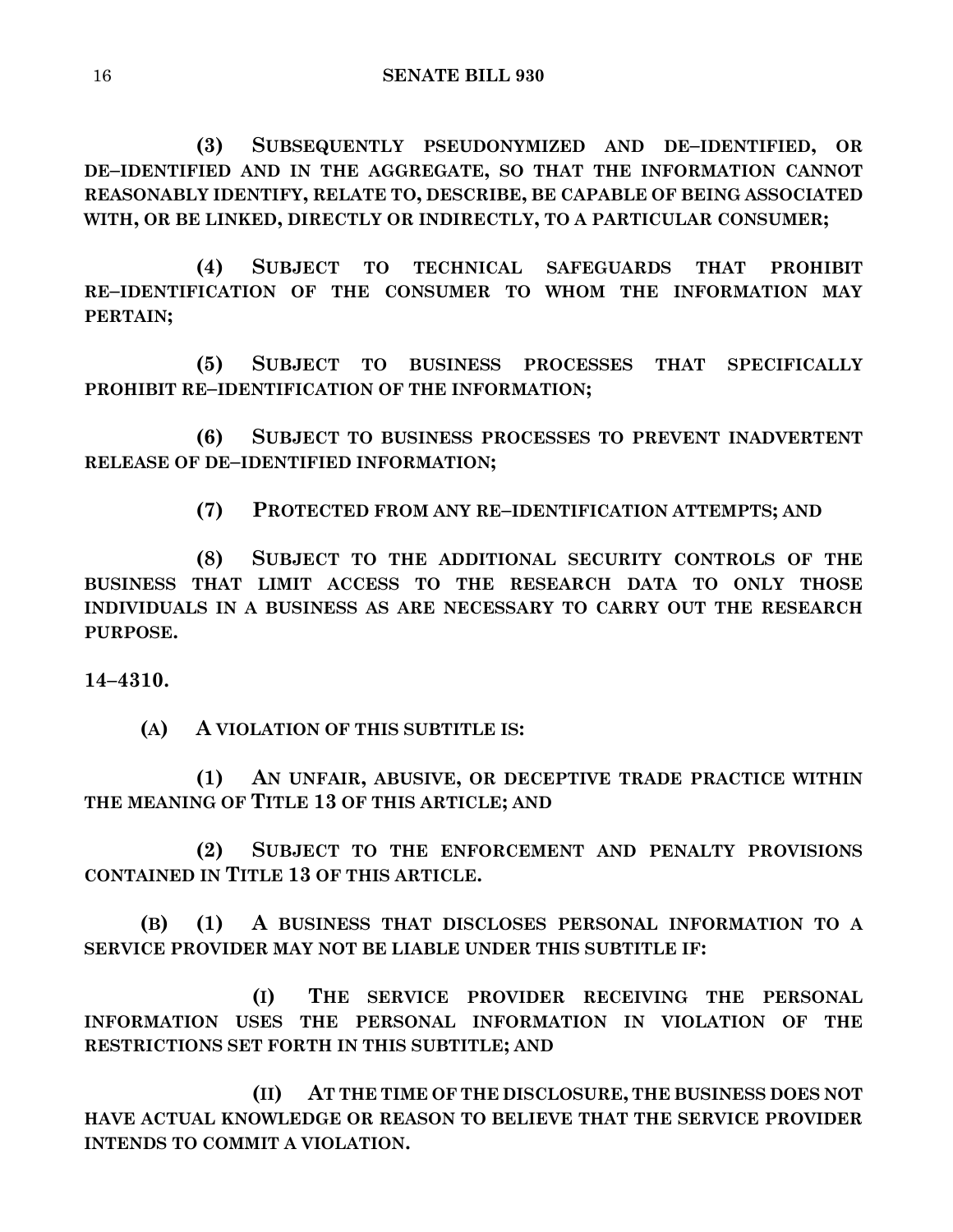**(3) SUBSEQUENTLY PSEUDONYMIZED AND DE–IDENTIFIED, OR DE–IDENTIFIED AND IN THE AGGREGATE, SO THAT THE INFORMATION CANNOT REASONABLY IDENTIFY, RELATE TO, DESCRIBE, BE CAPABLE OF BEING ASSOCIATED WITH, OR BE LINKED, DIRECTLY OR INDIRECTLY, TO A PARTICULAR CONSUMER;**

**(4) SUBJECT TO TECHNICAL SAFEGUARDS THAT PROHIBIT RE–IDENTIFICATION OF THE CONSUMER TO WHOM THE INFORMATION MAY PERTAIN;**

**(5) SUBJECT TO BUSINESS PROCESSES THAT SPECIFICALLY PROHIBIT RE–IDENTIFICATION OF THE INFORMATION;**

**(6) SUBJECT TO BUSINESS PROCESSES TO PREVENT INADVERTENT RELEASE OF DE–IDENTIFIED INFORMATION;**

**(7) PROTECTED FROM ANY RE–IDENTIFICATION ATTEMPTS; AND**

**(8) SUBJECT TO THE ADDITIONAL SECURITY CONTROLS OF THE BUSINESS THAT LIMIT ACCESS TO THE RESEARCH DATA TO ONLY THOSE INDIVIDUALS IN A BUSINESS AS ARE NECESSARY TO CARRY OUT THE RESEARCH PURPOSE.**

**14–4310.**

**(A) A VIOLATION OF THIS SUBTITLE IS:**

**(1) AN UNFAIR, ABUSIVE, OR DECEPTIVE TRADE PRACTICE WITHIN THE MEANING OF TITLE 13 OF THIS ARTICLE; AND**

**(2) SUBJECT TO THE ENFORCEMENT AND PENALTY PROVISIONS CONTAINED IN TITLE 13 OF THIS ARTICLE.**

**(B) (1) A BUSINESS THAT DISCLOSES PERSONAL INFORMATION TO A SERVICE PROVIDER MAY NOT BE LIABLE UNDER THIS SUBTITLE IF:**

**(I) THE SERVICE PROVIDER RECEIVING THE PERSONAL INFORMATION USES THE PERSONAL INFORMATION IN VIOLATION OF THE RESTRICTIONS SET FORTH IN THIS SUBTITLE; AND**

**(II) AT THE TIME OF THE DISCLOSURE, THE BUSINESS DOES NOT HAVE ACTUAL KNOWLEDGE OR REASON TO BELIEVE THAT THE SERVICE PROVIDER INTENDS TO COMMIT A VIOLATION.**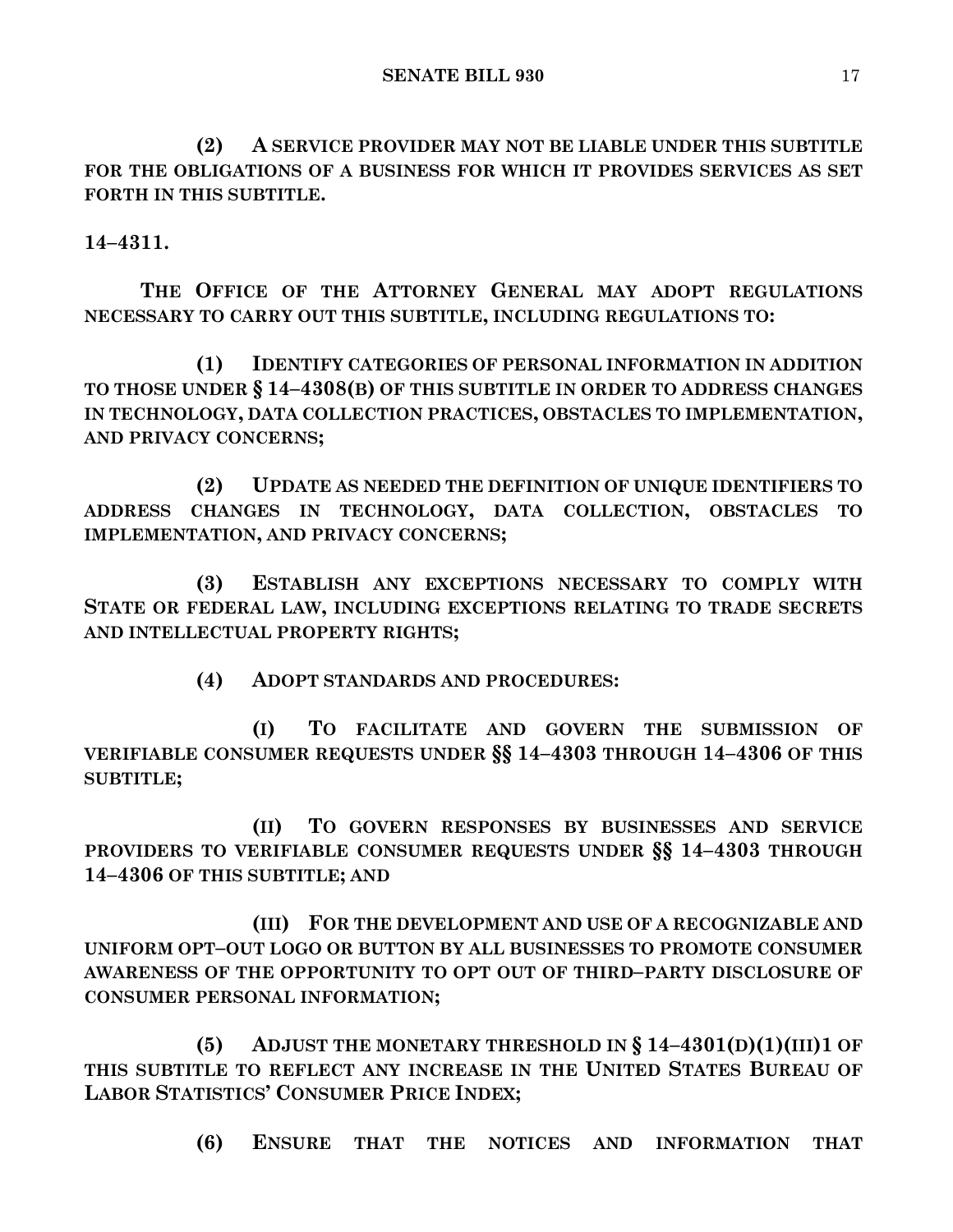**(2) A SERVICE PROVIDER MAY NOT BE LIABLE UNDER THIS SUBTITLE FOR THE OBLIGATIONS OF A BUSINESS FOR WHICH IT PROVIDES SERVICES AS SET FORTH IN THIS SUBTITLE.**

**14–4311.**

**THE OFFICE OF THE ATTORNEY GENERAL MAY ADOPT REGULATIONS NECESSARY TO CARRY OUT THIS SUBTITLE, INCLUDING REGULATIONS TO:**

**(1) IDENTIFY CATEGORIES OF PERSONAL INFORMATION IN ADDITION TO THOSE UNDER § 14–4308(B) OF THIS SUBTITLE IN ORDER TO ADDRESS CHANGES IN TECHNOLOGY, DATA COLLECTION PRACTICES, OBSTACLES TO IMPLEMENTATION, AND PRIVACY CONCERNS;**

**(2) UPDATE AS NEEDED THE DEFINITION OF UNIQUE IDENTIFIERS TO ADDRESS CHANGES IN TECHNOLOGY, DATA COLLECTION, OBSTACLES TO IMPLEMENTATION, AND PRIVACY CONCERNS;**

**(3) ESTABLISH ANY EXCEPTIONS NECESSARY TO COMPLY WITH STATE OR FEDERAL LAW, INCLUDING EXCEPTIONS RELATING TO TRADE SECRETS AND INTELLECTUAL PROPERTY RIGHTS;**

**(4) ADOPT STANDARDS AND PROCEDURES:**

**(I) TO FACILITATE AND GOVERN THE SUBMISSION OF VERIFIABLE CONSUMER REQUESTS UNDER §§ 14–4303 THROUGH 14–4306 OF THIS SUBTITLE;**

**(II) TO GOVERN RESPONSES BY BUSINESSES AND SERVICE PROVIDERS TO VERIFIABLE CONSUMER REQUESTS UNDER §§ 14–4303 THROUGH 14–4306 OF THIS SUBTITLE; AND**

**(III) FOR THE DEVELOPMENT AND USE OF A RECOGNIZABLE AND UNIFORM OPT–OUT LOGO OR BUTTON BY ALL BUSINESSES TO PROMOTE CONSUMER AWARENESS OF THE OPPORTUNITY TO OPT OUT OF THIRD–PARTY DISCLOSURE OF CONSUMER PERSONAL INFORMATION;**

**(5) ADJUST THE MONETARY THRESHOLD IN § 14–4301(D)(1)(III)1 OF THIS SUBTITLE TO REFLECT ANY INCREASE IN THE UNITED STATES BUREAU OF LABOR STATISTICS' CONSUMER PRICE INDEX;**

**(6) ENSURE THAT THE NOTICES AND INFORMATION THAT**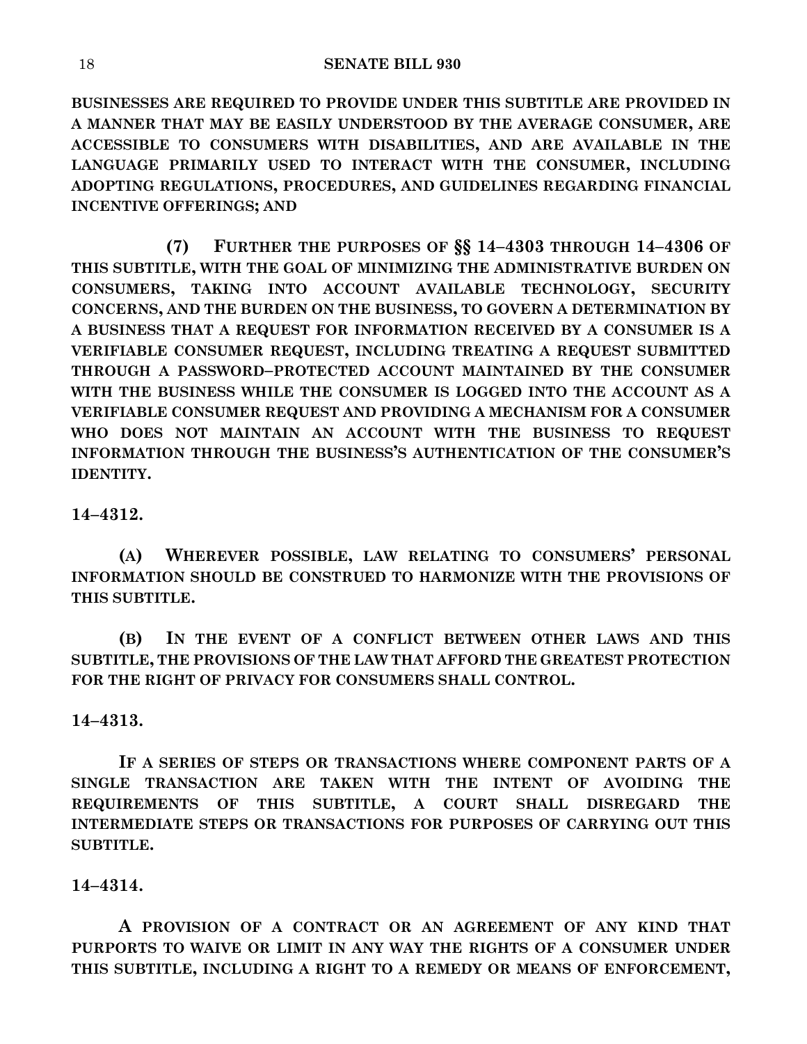**BUSINESSES ARE REQUIRED TO PROVIDE UNDER THIS SUBTITLE ARE PROVIDED IN A MANNER THAT MAY BE EASILY UNDERSTOOD BY THE AVERAGE CONSUMER, ARE ACCESSIBLE TO CONSUMERS WITH DISABILITIES, AND ARE AVAILABLE IN THE LANGUAGE PRIMARILY USED TO INTERACT WITH THE CONSUMER, INCLUDING ADOPTING REGULATIONS, PROCEDURES, AND GUIDELINES REGARDING FINANCIAL INCENTIVE OFFERINGS; AND**

**(7) FURTHER THE PURPOSES OF §§ 14–4303 THROUGH 14–4306 OF THIS SUBTITLE, WITH THE GOAL OF MINIMIZING THE ADMINISTRATIVE BURDEN ON CONSUMERS, TAKING INTO ACCOUNT AVAILABLE TECHNOLOGY, SECURITY CONCERNS, AND THE BURDEN ON THE BUSINESS, TO GOVERN A DETERMINATION BY A BUSINESS THAT A REQUEST FOR INFORMATION RECEIVED BY A CONSUMER IS A VERIFIABLE CONSUMER REQUEST, INCLUDING TREATING A REQUEST SUBMITTED THROUGH A PASSWORD–PROTECTED ACCOUNT MAINTAINED BY THE CONSUMER WITH THE BUSINESS WHILE THE CONSUMER IS LOGGED INTO THE ACCOUNT AS A VERIFIABLE CONSUMER REQUEST AND PROVIDING A MECHANISM FOR A CONSUMER WHO DOES NOT MAINTAIN AN ACCOUNT WITH THE BUSINESS TO REQUEST INFORMATION THROUGH THE BUSINESS'S AUTHENTICATION OF THE CONSUMER'S IDENTITY.**

**14–4312.**

**(A) WHEREVER POSSIBLE, LAW RELATING TO CONSUMERS' PERSONAL INFORMATION SHOULD BE CONSTRUED TO HARMONIZE WITH THE PROVISIONS OF THIS SUBTITLE.**

**(B) IN THE EVENT OF A CONFLICT BETWEEN OTHER LAWS AND THIS SUBTITLE, THE PROVISIONS OF THE LAW THAT AFFORD THE GREATEST PROTECTION FOR THE RIGHT OF PRIVACY FOR CONSUMERS SHALL CONTROL.**

**14–4313.**

**IF A SERIES OF STEPS OR TRANSACTIONS WHERE COMPONENT PARTS OF A SINGLE TRANSACTION ARE TAKEN WITH THE INTENT OF AVOIDING THE REQUIREMENTS OF THIS SUBTITLE, A COURT SHALL DISREGARD THE INTERMEDIATE STEPS OR TRANSACTIONS FOR PURPOSES OF CARRYING OUT THIS SUBTITLE.**

**14–4314.**

**A PROVISION OF A CONTRACT OR AN AGREEMENT OF ANY KIND THAT PURPORTS TO WAIVE OR LIMIT IN ANY WAY THE RIGHTS OF A CONSUMER UNDER THIS SUBTITLE, INCLUDING A RIGHT TO A REMEDY OR MEANS OF ENFORCEMENT,**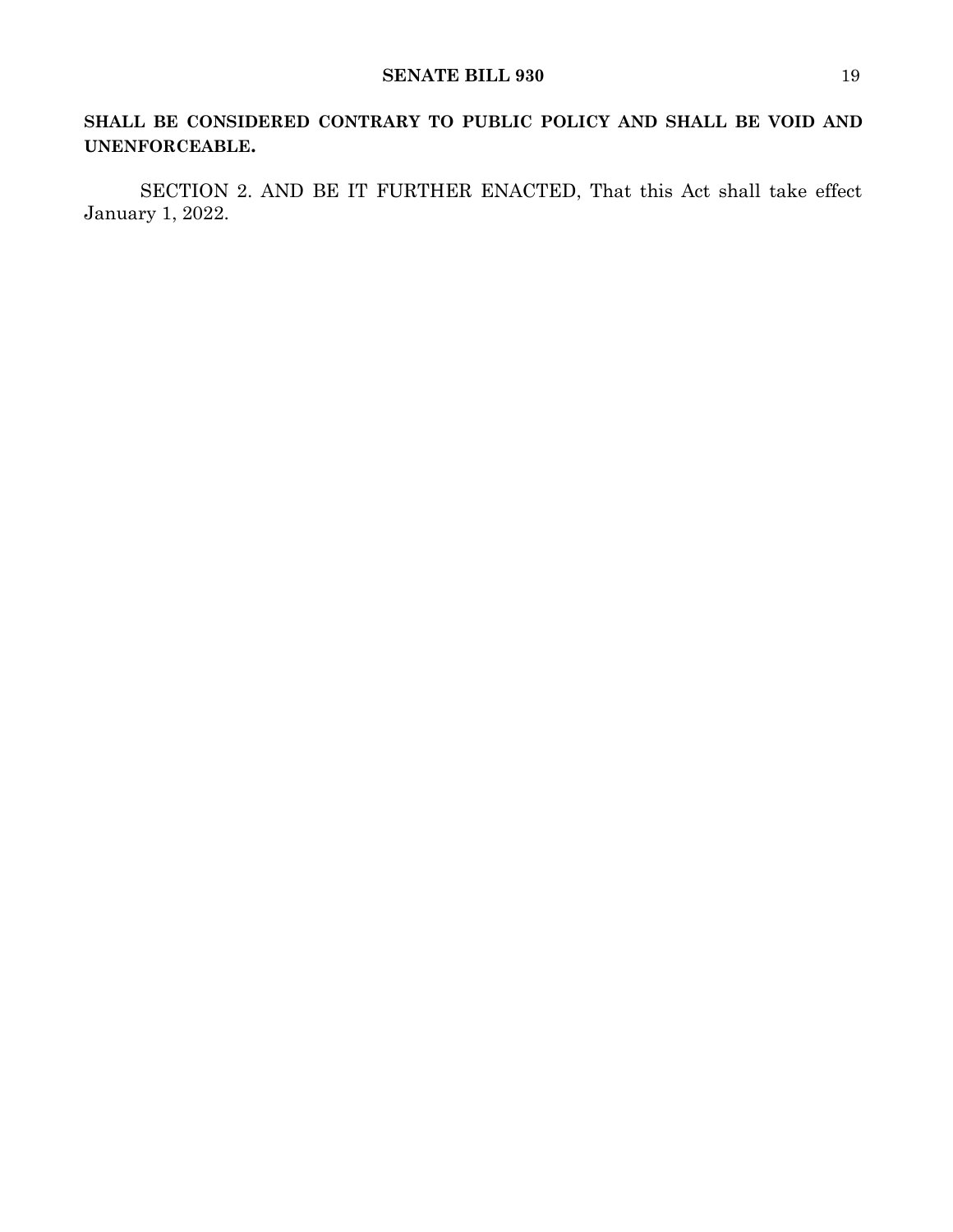**SHALL BE CONSIDERED CONTRARY TO PUBLIC POLICY AND SHALL BE VOID AND UNENFORCEABLE.**

SECTION 2. AND BE IT FURTHER ENACTED, That this Act shall take effect January 1, 2022.